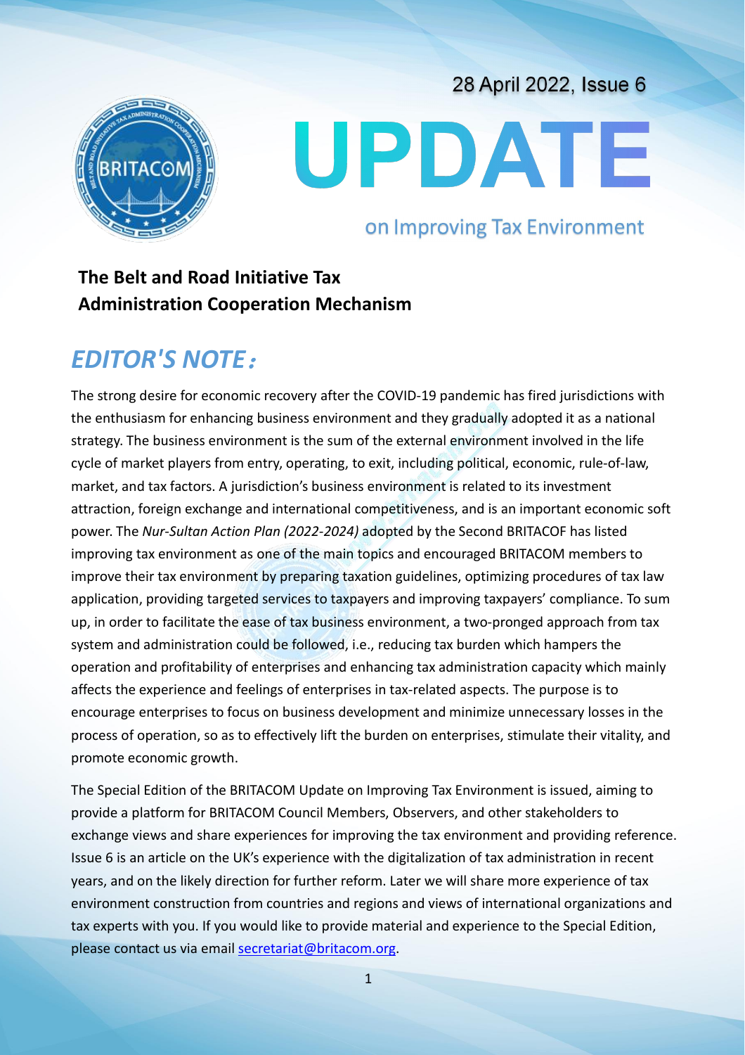28 April 2022, Issue 6

# UPDATE

on Improving Tax Environment

**The Belt and Road Initiative Tax Administration Cooperation Mechanism**

## *EDITOR'S NOTE:*

The strong desire for economic recovery after the COVID-19 pandemic has fired jurisdictions with the enthusiasm for enhancing business environment and they gradually adopted it as a national strategy. The business environment is the sum of the external environment involved in the life cycle of market players from entry, operating, to exit, including political, economic, rule-of-law, market, and tax factors. A jurisdiction's business environment is related to its investment attraction, foreign exchange and international competitiveness, and is an important economic soft power. The *Nur-Sultan Action Plan (2022-2024)* adopted by the Second BRITACOF has listed improving tax environment as one of the main topics and encouraged BRITACOM members to improve their tax environment by preparing taxation guidelines, optimizing procedures of tax law application, providing targeted services to taxpayers and improving taxpayers' compliance. To sum up, in order to facilitate the ease of tax business environment, a two-pronged approach from tax system and administration could be followed, i.e., reducing tax burden which hampers the operation and profitability of enterprises and enhancing tax administration capacity which mainly affects the experience and feelings of enterprises in tax-related aspects. The purpose is to encourage enterprises to focus on business development and minimize unnecessary losses in the process of operation, so as to effectively lift the burden on enterprises, stimulate their vitality, and promote economic growth.

The Special Edition of the BRITACOM Update on Improving Tax Environment is issued, aiming to provide a platform for BRITACOM Council Members, Observers, and other stakeholders to exchange views and share experiences for improving the tax environment and providing reference. Issue 6 is an article on the UK's experience with the digitalization of tax administration in recent years, and on the likely direction for further reform. Later we will share more experience of tax environment construction from countries and regions and views of international organizations and tax experts with you. If you would like to provide material and experience to the Special Edition, please contact us via email secretariat@britacom.org.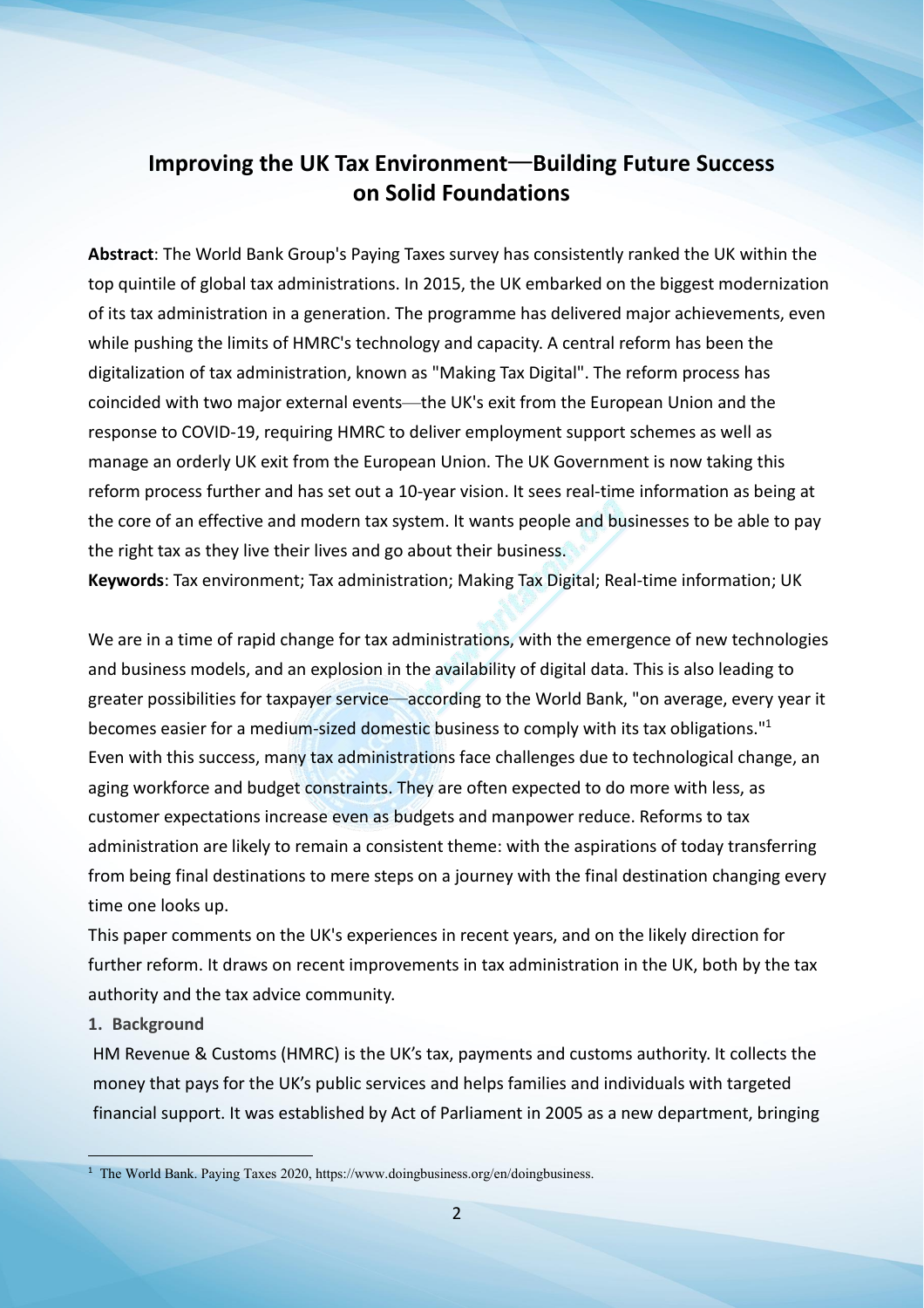# Improving the UK Tax Environment—Building Future Success on Solid Foundations

**Abstract**: The World Bank Group's Paying Taxes survey has consistently ranked the UK within the top quintile of global tax administrations. In 2015, the UK embarked on the biggest modernization of its tax administration in a generation. The programme has delivered major achievements, even while pushing the limits of HMRC's technology and capacity. A central reform has been the digitalization of tax administration, known as "Making Tax Digital". The reform process has coincided with two major external events—the UK's exit from the European Union and the response to COVID-19, requiring HMRC to deliver employment support schemes as well as manage an orderly UK exit from the European Union. The UK Government is now taking this reform process further and has set out a 10-year vision. It sees real-time information as being at the core of an effective and modern tax system. It wants people and businesses to be able to pay the right tax as they live their lives and go about their business.

**Keywords**: Tax environment; Tax administration; Making Tax Digital; Real-time information; UK

We are in a time of rapid change for tax administrations, with the emergence of new technologies and business models, and an explosion in the availability of digital data. This is also leading to greater possibilities for taxpayer service—according to the World Bank, "on average, every year it becomes easier for a medium-sized domestic business to comply with its tax obligations."[1]

Even with this success, many tax administrations face challenges due to technological change, an aging workforce and budget constraints. They are often expected to do more with less, as customer expectations increase even as budgets and manpower reduce. Reforms to tax administration are likely to remain a consistent theme: with the aspirations of today transferring from being final destinations to mere steps on a journey with the final destination changing every time one looks up.

This paper comments on the UK's experiences in recent years, and on the likely direction for further reform. It draws on recent improvements in tax administration in the UK, both by the tax authority and the tax advice community.

## 1. Background

HM Revenue & Customs (HMRC) is the UK's tax, payments and customs authority. It collects the money that pays for the UK's public services and helps families and individuals with targeted financial support. It was established by Act of Parliament in 2005 as a new department, bringing

---

[1] The World Bank. Paying Taxes 2020, https://www.doingbusiness.org/en/doingbusiness.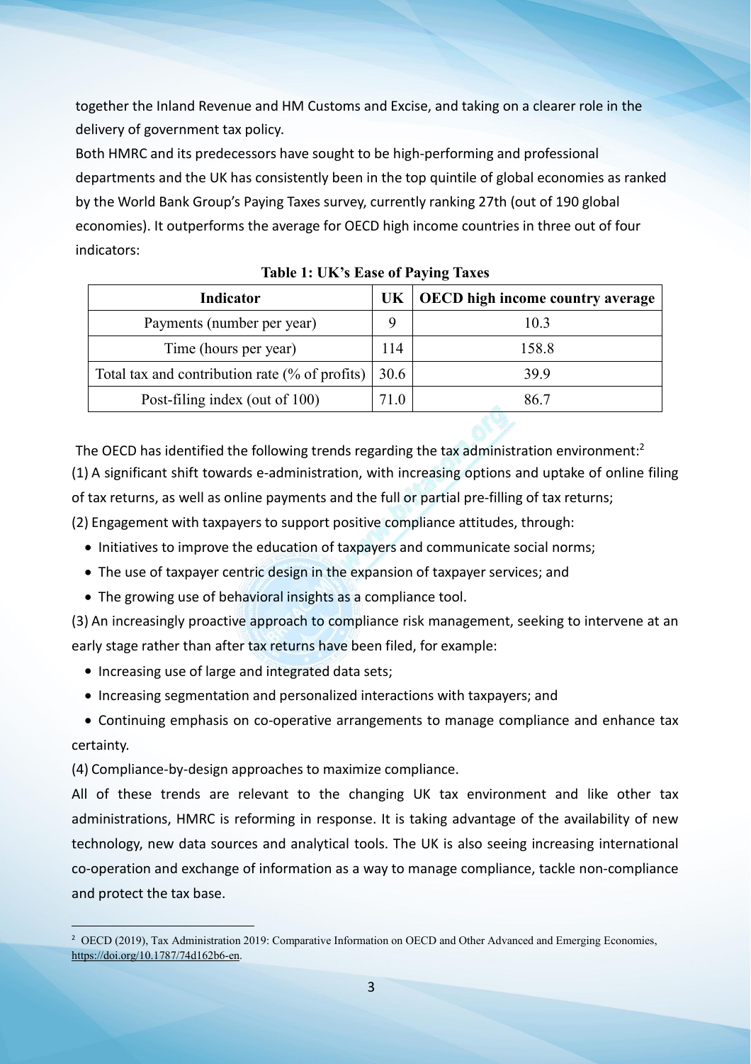together the Inland Revenue and HM Customs and Excise, and taking on a clearer role in the delivery of government tax policy.

Both HMRC and its predecessors have sought to be high-performing and professional departments and the UK has consistently been in the top quintile of global economies as ranked by the World Bank Group's Paying Taxes survey, currently ranking 27th (out of 190 global economies). It outperforms the average for OECD high income countries in three out of four indicators:

**Table 1: UK's Ease of Paying Taxes**

| Indicator | UK | OECD high income country average |
|---|---|---|
| Payments (number per year) | 9 | 10.3 |
| Time (hours per year) | 114 | 158.8 |
| Total tax and contribution rate (% of profits) | 30.6 | 39.9 |
| Post-filing index (out of 100) | 71.0 | 86.7 |

The OECD has identified the following trends regarding the tax administration environment:[2]

(1) A significant shift towards e-administration, with increasing options and uptake of online filing of tax returns, as well as online payments and the full or partial pre-filling of tax returns;

(2) Engagement with taxpayers to support positive compliance attitudes, through:

- Initiatives to improve the education of taxpayers and communicate social norms;
- The use of taxpayer centric design in the expansion of taxpayer services; and
- The growing use of behavioral insights as a compliance tool.

(3) An increasingly proactive approach to compliance risk management, seeking to intervene at an early stage rather than after tax returns have been filed, for example:

- Increasing use of large and integrated data sets;
- Increasing segmentation and personalized interactions with taxpayers; and
- Continuing emphasis on co-operative arrangements to manage compliance and enhance tax certainty.

(4) Compliance-by-design approaches to maximize compliance.

All of these trends are relevant to the changing UK tax environment and like other tax administrations, HMRC is reforming in response. It is taking advantage of the availability of new technology, new data sources and analytical tools. The UK is also seeing increasing international co-operation and exchange of information as a way to manage compliance, tackle non-compliance and protect the tax base.

[2] OECD (2019), Tax Administration 2019: Comparative Information on OECD and Other Advanced and Emerging Economies, https://doi.org/10.1787/74d162b6-en.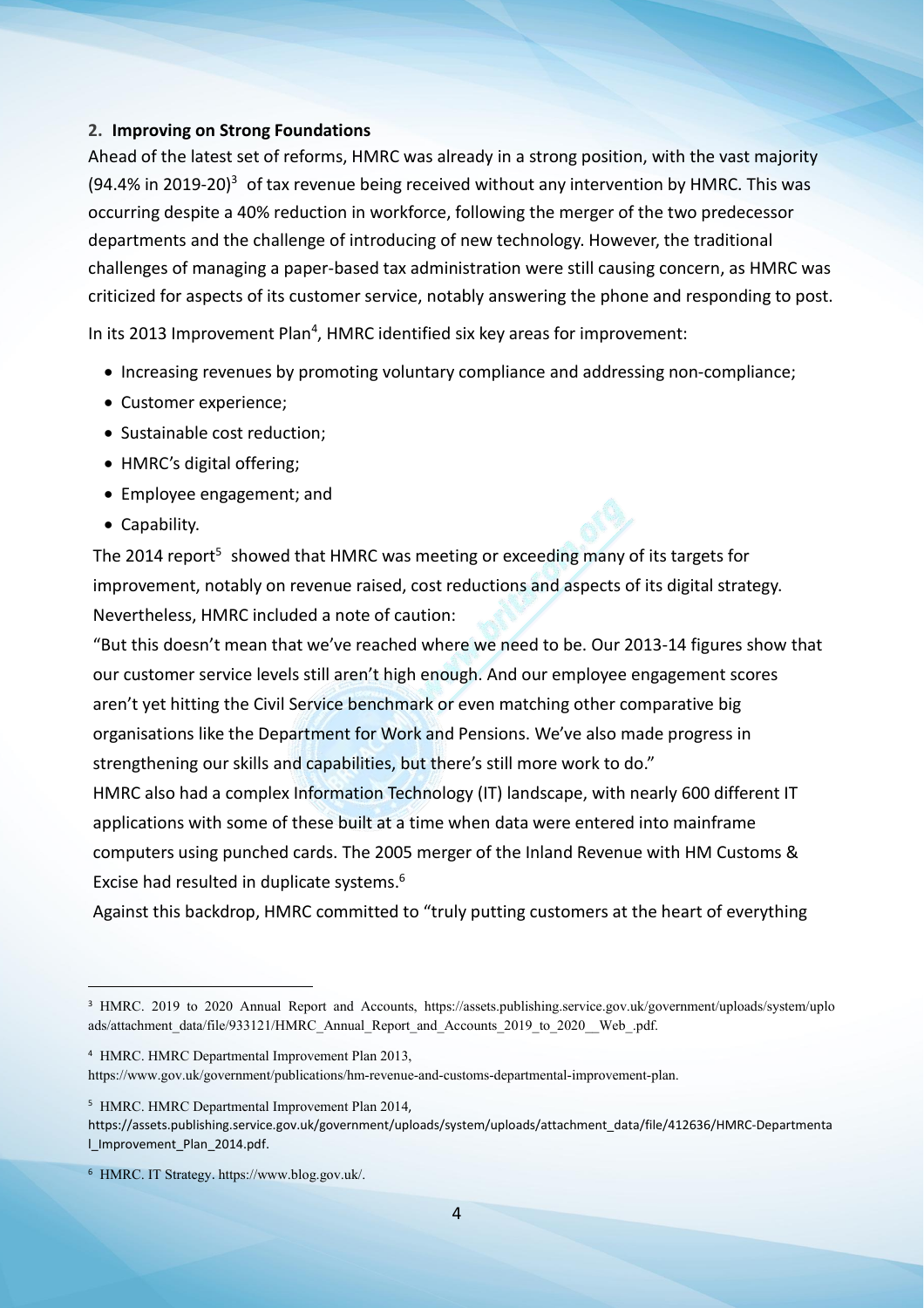## 2. Improving on Strong Foundations

Ahead of the latest set of reforms, HMRC was already in a strong position, with the vast majority (94.4% in 2019-20)[3] of tax revenue being received without any intervention by HMRC. This was occurring despite a 40% reduction in workforce, following the merger of the two predecessor departments and the challenge of introducing of new technology. However, the traditional challenges of managing a paper-based tax administration were still causing concern, as HMRC was criticized for aspects of its customer service, notably answering the phone and responding to post.

In its 2013 Improvement Plan[4], HMRC identified six key areas for improvement:

- Increasing revenues by promoting voluntary compliance and addressing non-compliance;
- Customer experience;
- Sustainable cost reduction;
- HMRC's digital offering;
- Employee engagement; and
- Capability.

The 2014 report[5] showed that HMRC was meeting or exceeding many of its targets for improvement, notably on revenue raised, cost reductions and aspects of its digital strategy. Nevertheless, HMRC included a note of caution:

"But this doesn't mean that we've reached where we need to be. Our 2013-14 figures show that our customer service levels still aren't high enough. And our employee engagement scores aren't yet hitting the Civil Service benchmark or even matching other comparative big organisations like the Department for Work and Pensions. We've also made progress in strengthening our skills and capabilities, but there's still more work to do."

HMRC also had a complex Information Technology (IT) landscape, with nearly 600 different IT applications with some of these built at a time when data were entered into mainframe computers using punched cards. The 2005 merger of the Inland Revenue with HM Customs & Excise had resulted in duplicate systems.[6]

Against this backdrop, HMRC committed to "truly putting customers at the heart of everything

---

[3] HMRC. 2019 to 2020 Annual Report and Accounts, https://assets.publishing.service.gov.uk/government/uploads/system/uploads/attachment_data/file/933121/HMRC_Annual_Report_and_Accounts_2019_to_2020__Web_.pdf.

[4] HMRC. HMRC Departmental Improvement Plan 2013, https://www.gov.uk/government/publications/hm-revenue-and-customs-departmental-improvement-plan.

[5] HMRC. HMRC Departmental Improvement Plan 2014, https://assets.publishing.service.gov.uk/government/uploads/system/uploads/attachment_data/file/412636/HMRC-Departmental_Improvement_Plan_2014.pdf.

[6] HMRC. IT Strategy. https://www.blog.gov.uk/.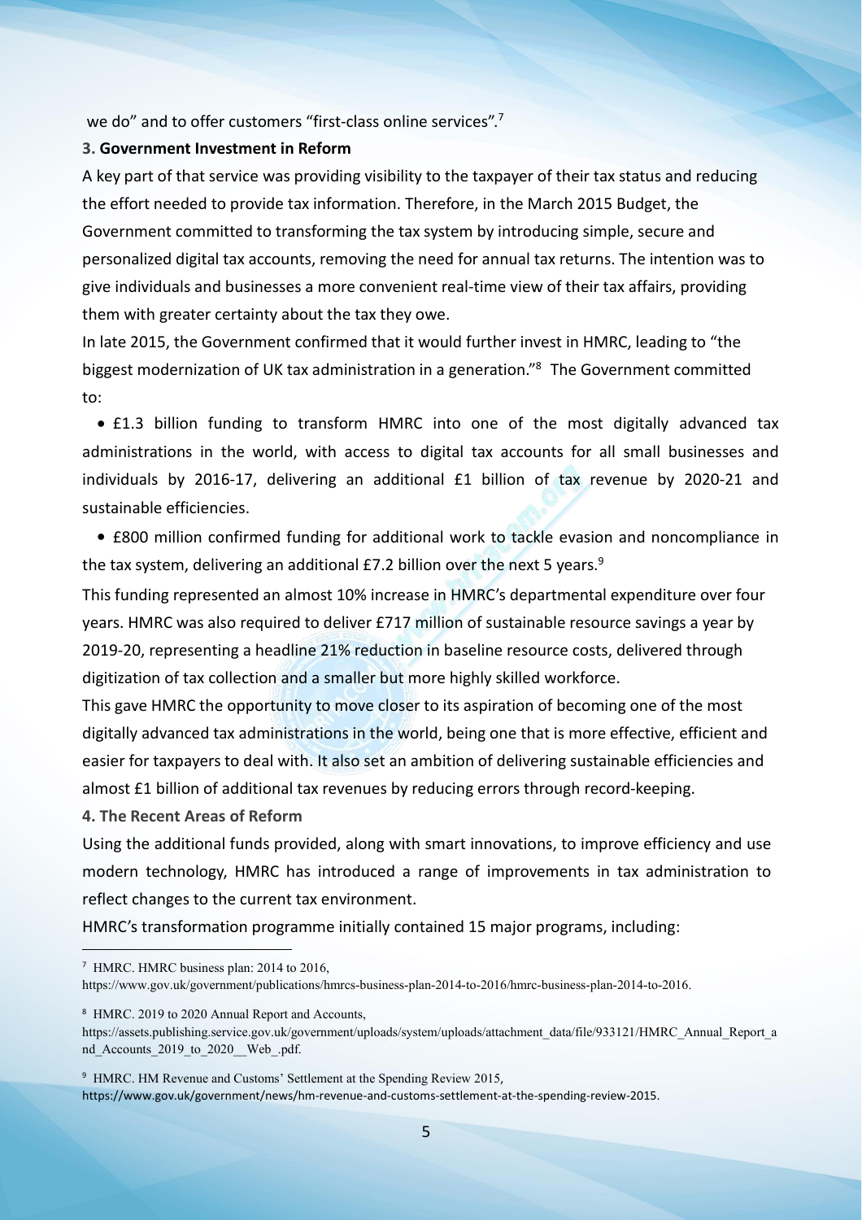we do" and to offer customers "first-class online services".[7]

### 3. Government Investment in Reform

A key part of that service was providing visibility to the taxpayer of their tax status and reducing the effort needed to provide tax information. Therefore, in the March 2015 Budget, the Government committed to transforming the tax system by introducing simple, secure and personalized digital tax accounts, removing the need for annual tax returns. The intention was to give individuals and businesses a more convenient real-time view of their tax affairs, providing them with greater certainty about the tax they owe.

In late 2015, the Government confirmed that it would further invest in HMRC, leading to "the biggest modernization of UK tax administration in a generation."[8] The Government committed to:

- £1.3 billion funding to transform HMRC into one of the most digitally advanced tax administrations in the world, with access to digital tax accounts for all small businesses and individuals by 2016-17, delivering an additional £1 billion of tax revenue by 2020-21 and sustainable efficiencies.
- £800 million confirmed funding for additional work to tackle evasion and noncompliance in the tax system, delivering an additional £7.2 billion over the next 5 years.[9]

This funding represented an almost 10% increase in HMRC's departmental expenditure over four years. HMRC was also required to deliver £717 million of sustainable resource savings a year by 2019-20, representing a headline 21% reduction in baseline resource costs, delivered through digitization of tax collection and a smaller but more highly skilled workforce.

This gave HMRC the opportunity to move closer to its aspiration of becoming one of the most digitally advanced tax administrations in the world, being one that is more effective, efficient and easier for taxpayers to deal with. It also set an ambition of delivering sustainable efficiencies and almost £1 billion of additional tax revenues by reducing errors through record-keeping.

### 4. The Recent Areas of Reform

Using the additional funds provided, along with smart innovations, to improve efficiency and use modern technology, HMRC has introduced a range of improvements in tax administration to reflect changes to the current tax environment.

HMRC's transformation programme initially contained 15 major programs, including:

---

[7] HMRC. HMRC business plan: 2014 to 2016, https://www.gov.uk/government/publications/hmrcs-business-plan-2014-to-2016/hmrc-business-plan-2014-to-2016.

[8] HMRC. 2019 to 2020 Annual Report and Accounts, https://assets.publishing.service.gov.uk/government/uploads/system/uploads/attachment_data/file/933121/HMRC_Annual_Report_and_Accounts_2019_to_2020__Web_.pdf.

[9] HMRC. HM Revenue and Customs' Settlement at the Spending Review 2015, https://www.gov.uk/government/news/hm-revenue-and-customs-settlement-at-the-spending-review-2015.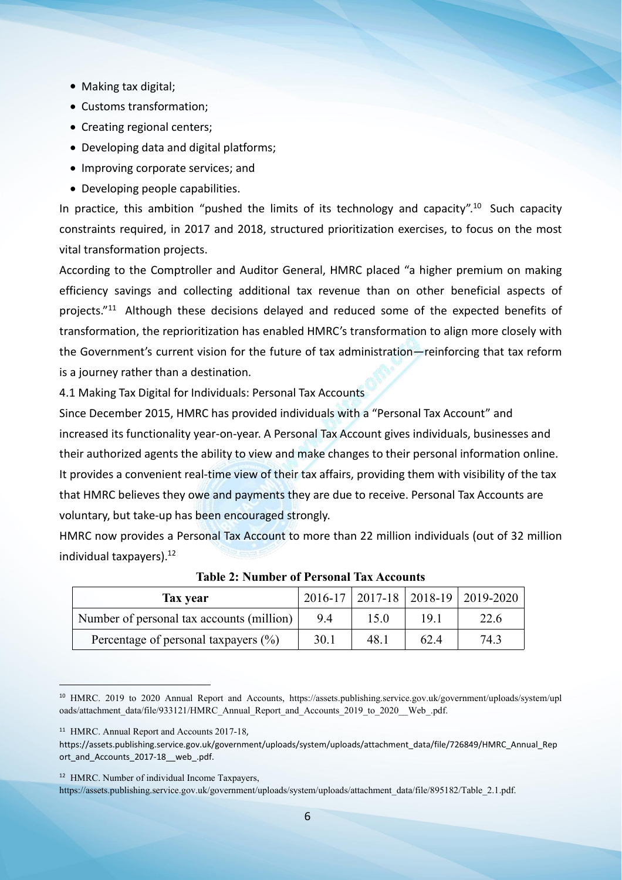- Making tax digital;
- Customs transformation;
- Creating regional centers;
- Developing data and digital platforms;
- Improving corporate services; and
- Developing people capabilities.

In practice, this ambition "pushed the limits of its technology and capacity".[10] Such capacity constraints required, in 2017 and 2018, structured prioritization exercises, to focus on the most vital transformation projects.

According to the Comptroller and Auditor General, HMRC placed "a higher premium on making efficiency savings and collecting additional tax revenue than on other beneficial aspects of projects."[11] Although these decisions delayed and reduced some of the expected benefits of transformation, the reprioritization has enabled HMRC's transformation to align more closely with the Government's current vision for the future of tax administration—reinforcing that tax reform is a journey rather than a destination.

4.1 Making Tax Digital for Individuals: Personal Tax Accounts

Since December 2015, HMRC has provided individuals with a "Personal Tax Account" and increased its functionality year-on-year. A Personal Tax Account gives individuals, businesses and their authorized agents the ability to view and make changes to their personal information online. It provides a convenient real-time view of their tax affairs, providing them with visibility of the tax that HMRC believes they owe and payments they are due to receive. Personal Tax Accounts are voluntary, but take-up has been encouraged strongly.

HMRC now provides a Personal Tax Account to more than 22 million individuals (out of 32 million individual taxpayers).[12]

**Table 2: Number of Personal Tax Accounts**

| Tax year | 2016-17 | 2017-18 | 2018-19 | 2019-2020 |
|---|---|---|---|---|
| Number of personal tax accounts (million) | 9.4 | 15.0 | 19.1 | 22.6 |
| Percentage of personal taxpayers (%) | 30.1 | 48.1 | 62.4 | 74.3 |

[10] HMRC. 2019 to 2020 Annual Report and Accounts, https://assets.publishing.service.gov.uk/government/uploads/system/uploads/attachment_data/file/933121/HMRC_Annual_Report_and_Accounts_2019_to_2020__Web_.pdf.

[11] HMRC. Annual Report and Accounts 2017-18, https://assets.publishing.service.gov.uk/government/uploads/system/uploads/attachment_data/file/726849/HMRC_Annual_Report_and_Accounts_2017-18__web_.pdf.

[12] HMRC. Number of individual Income Taxpayers, https://assets.publishing.service.gov.uk/government/uploads/system/uploads/attachment_data/file/895182/Table_2.1.pdf.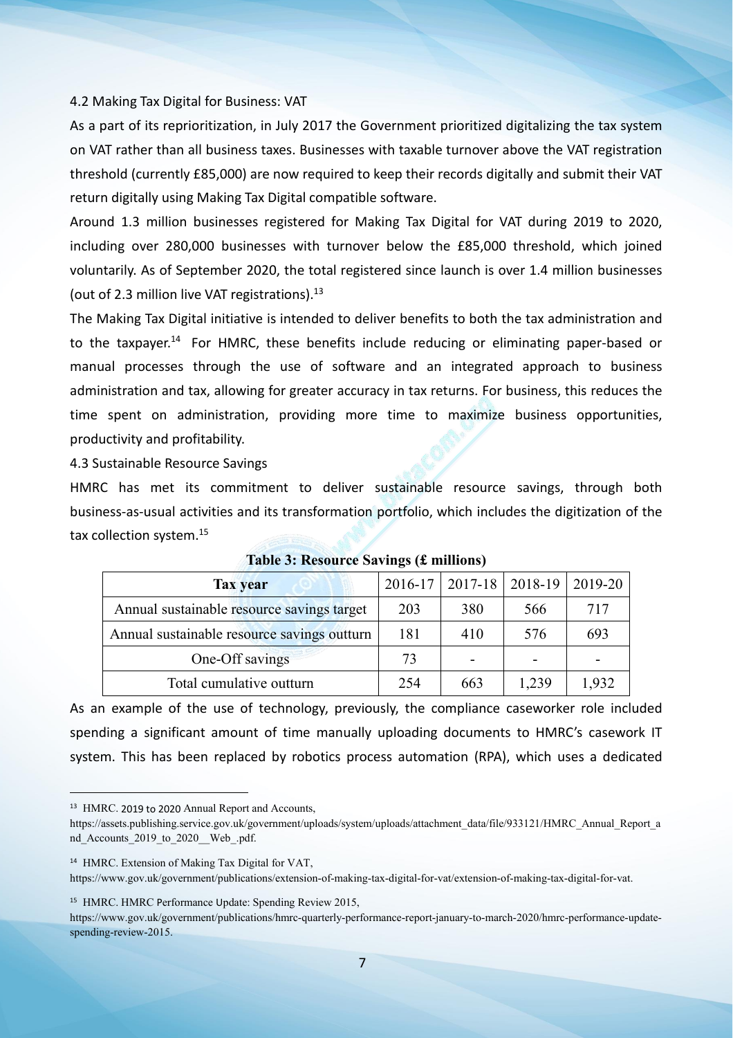### 4.2 Making Tax Digital for Business: VAT

As a part of its reprioritization, in July 2017 the Government prioritized digitalizing the tax system on VAT rather than all business taxes. Businesses with taxable turnover above the VAT registration threshold (currently £85,000) are now required to keep their records digitally and submit their VAT return digitally using Making Tax Digital compatible software.

Around 1.3 million businesses registered for Making Tax Digital for VAT during 2019 to 2020, including over 280,000 businesses with turnover below the £85,000 threshold, which joined voluntarily. As of September 2020, the total registered since launch is over 1.4 million businesses (out of 2.3 million live VAT registrations).[13]

The Making Tax Digital initiative is intended to deliver benefits to both the tax administration and to the taxpayer.[14] For HMRC, these benefits include reducing or eliminating paper-based or manual processes through the use of software and an integrated approach to business administration and tax, allowing for greater accuracy in tax returns. For business, this reduces the time spent on administration, providing more time to maximize business opportunities, productivity and profitability.

### 4.3 Sustainable Resource Savings

HMRC has met its commitment to deliver sustainable resource savings, through both business-as-usual activities and its transformation portfolio, which includes the digitization of the tax collection system.[15]

**Table 3: Resource Savings (£ millions)**

| Tax year | 2016-17 | 2017-18 | 2018-19 | 2019-20 |
|---|---|---|---|---|
| Annual sustainable resource savings target | 203 | 380 | 566 | 717 |
| Annual sustainable resource savings outturn | 181 | 410 | 576 | 693 |
| One-Off savings | 73 | - | - | - |
| Total cumulative outturn | 254 | 663 | 1,239 | 1,932 |

As an example of the use of technology, previously, the compliance caseworker role included spending a significant amount of time manually uploading documents to HMRC's casework IT system. This has been replaced by robotics process automation (RPA), which uses a dedicated

---

[13] HMRC. 2019 to 2020 Annual Report and Accounts, https://assets.publishing.service.gov.uk/government/uploads/system/uploads/attachment_data/file/933121/HMRC_Annual_Report_and_Accounts_2019_to_2020__Web_.pdf.

[14] HMRC. Extension of Making Tax Digital for VAT, https://www.gov.uk/government/publications/extension-of-making-tax-digital-for-vat/extension-of-making-tax-digital-for-vat.

[15] HMRC. HMRC Performance Update: Spending Review 2015, https://www.gov.uk/government/publications/hmrc-quarterly-performance-report-january-to-march-2020/hmrc-performance-update-spending-review-2015.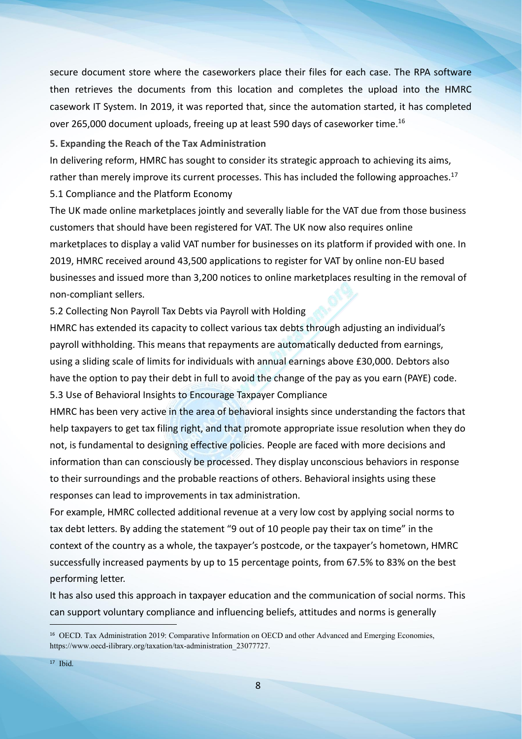secure document store where the caseworkers place their files for each case. The RPA software then retrieves the documents from this location and completes the upload into the HMRC casework IT System. In 2019, it was reported that, since the automation started, it has completed over 265,000 document uploads, freeing up at least 590 days of caseworker time.[16]

**5. Expanding the Reach of the Tax Administration**

In delivering reform, HMRC has sought to consider its strategic approach to achieving its aims, rather than merely improve its current processes. This has included the following approaches.[17]

5.1 Compliance and the Platform Economy

The UK made online marketplaces jointly and severally liable for the VAT due from those business customers that should have been registered for VAT. The UK now also requires online marketplaces to display a valid VAT number for businesses on its platform if provided with one. In 2019, HMRC received around 43,500 applications to register for VAT by online non-EU based businesses and issued more than 3,200 notices to online marketplaces resulting in the removal of non-compliant sellers.

5.2 Collecting Non Payroll Tax Debts via Payroll with Holding

HMRC has extended its capacity to collect various tax debts through adjusting an individual's payroll withholding. This means that repayments are automatically deducted from earnings, using a sliding scale of limits for individuals with annual earnings above £30,000. Debtors also have the option to pay their debt in full to avoid the change of the pay as you earn (PAYE) code.

5.3 Use of Behavioral Insights to Encourage Taxpayer Compliance

HMRC has been very active in the area of behavioral insights since understanding the factors that help taxpayers to get tax filing right, and that promote appropriate issue resolution when they do not, is fundamental to designing effective policies. People are faced with more decisions and information than can consciously be processed. They display unconscious behaviors in response to their surroundings and the probable reactions of others. Behavioral insights using these responses can lead to improvements in tax administration.

For example, HMRC collected additional revenue at a very low cost by applying social norms to tax debt letters. By adding the statement "9 out of 10 people pay their tax on time" in the context of the country as a whole, the taxpayer's postcode, or the taxpayer's hometown, HMRC successfully increased payments by up to 15 percentage points, from 67.5% to 83% on the best performing letter.

It has also used this approach in taxpayer education and the communication of social norms. This can support voluntary compliance and influencing beliefs, attitudes and norms is generally

---

[16] OECD. Tax Administration 2019: Comparative Information on OECD and other Advanced and Emerging Economies, https://www.oecd-ilibrary.org/taxation/tax-administration_23077727.

[17] Ibid.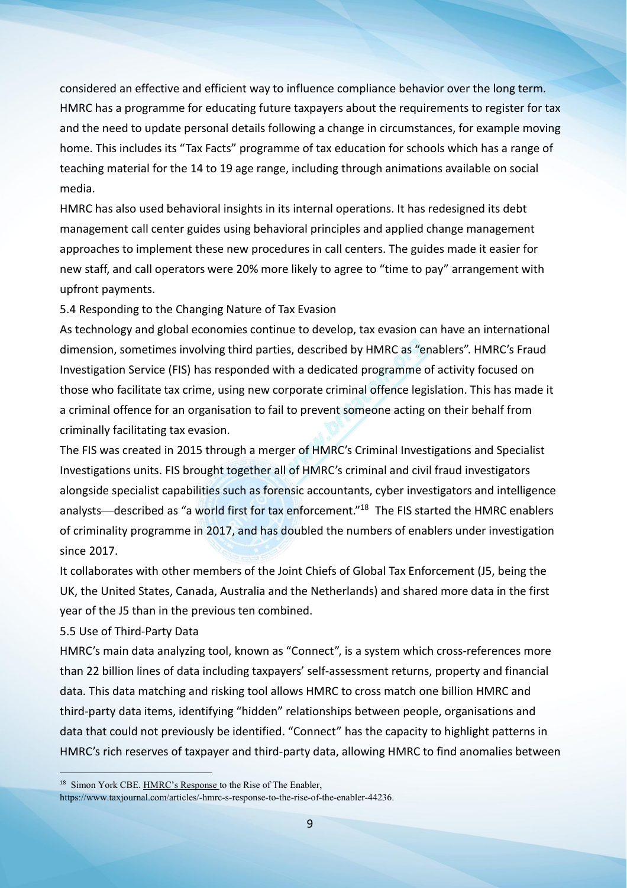considered an effective and efficient way to influence compliance behavior over the long term. HMRC has a programme for educating future taxpayers about the requirements to register for tax and the need to update personal details following a change in circumstances, for example moving home. This includes its "Tax Facts" programme of tax education for schools which has a range of teaching material for the 14 to 19 age range, including through animations available on social media.

HMRC has also used behavioral insights in its internal operations. It has redesigned its debt management call center guides using behavioral principles and applied change management approaches to implement these new procedures in call centers. The guides made it easier for new staff, and call operators were 20% more likely to agree to "time to pay" arrangement with upfront payments.

### 5.4 Responding to the Changing Nature of Tax Evasion

As technology and global economies continue to develop, tax evasion can have an international dimension, sometimes involving third parties, described by HMRC as "enablers". HMRC's Fraud Investigation Service (FIS) has responded with a dedicated programme of activity focused on those who facilitate tax crime, using new corporate criminal offence legislation. This has made it a criminal offence for an organisation to fail to prevent someone acting on their behalf from criminally facilitating tax evasion.

The FIS was created in 2015 through a merger of HMRC's Criminal Investigations and Specialist Investigations units. FIS brought together all of HMRC's criminal and civil fraud investigators alongside specialist capabilities such as forensic accountants, cyber investigators and intelligence analysts—described as "a world first for tax enforcement."[18] The FIS started the HMRC enablers of criminality programme in 2017, and has doubled the numbers of enablers under investigation since 2017.

It collaborates with other members of the Joint Chiefs of Global Tax Enforcement (J5, being the UK, the United States, Canada, Australia and the Netherlands) and shared more data in the first year of the J5 than in the previous ten combined.

### 5.5 Use of Third-Party Data

HMRC's main data analyzing tool, known as "Connect", is a system which cross-references more than 22 billion lines of data including taxpayers' self-assessment returns, property and financial data. This data matching and risking tool allows HMRC to cross match one billion HMRC and third-party data items, identifying "hidden" relationships between people, organisations and data that could not previously be identified. "Connect" has the capacity to highlight patterns in HMRC's rich reserves of taxpayer and third-party data, allowing HMRC to find anomalies between

---

[18] Simon York CBE. HMRC's Response to the Rise of The Enabler, https://www.taxjournal.com/articles/-hmrc-s-response-to-the-rise-of-the-enabler-44236.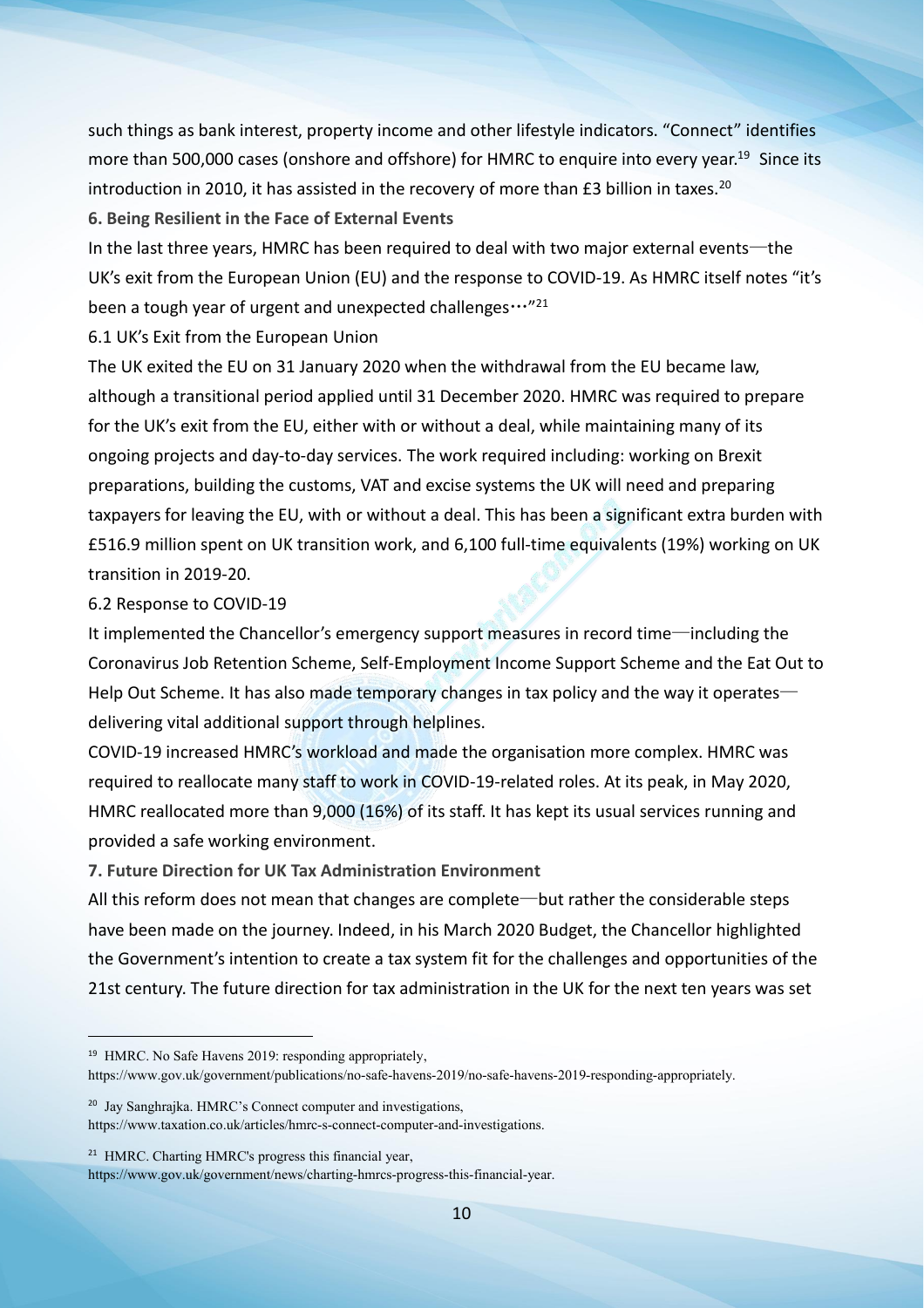such things as bank interest, property income and other lifestyle indicators. "Connect" identifies more than 500,000 cases (onshore and offshore) for HMRC to enquire into every year.[19] Since its introduction in 2010, it has assisted in the recovery of more than £3 billion in taxes.[20]

**6. Being Resilient in the Face of External Events**

In the last three years, HMRC has been required to deal with two major external events—the UK's exit from the European Union (EU) and the response to COVID-19. As HMRC itself notes "it's been a tough year of urgent and unexpected challenges…"[21]

6.1 UK's Exit from the European Union

The UK exited the EU on 31 January 2020 when the withdrawal from the EU became law, although a transitional period applied until 31 December 2020. HMRC was required to prepare for the UK's exit from the EU, either with or without a deal, while maintaining many of its ongoing projects and day-to-day services. The work required including: working on Brexit preparations, building the customs, VAT and excise systems the UK will need and preparing taxpayers for leaving the EU, with or without a deal. This has been a significant extra burden with £516.9 million spent on UK transition work, and 6,100 full-time equivalents (19%) working on UK transition in 2019-20.

6.2 Response to COVID-19

It implemented the Chancellor's emergency support measures in record time—including the Coronavirus Job Retention Scheme, Self-Employment Income Support Scheme and the Eat Out to Help Out Scheme. It has also made temporary changes in tax policy and the way it operates—delivering vital additional support through helplines.

COVID-19 increased HMRC's workload and made the organisation more complex. HMRC was required to reallocate many staff to work in COVID-19-related roles. At its peak, in May 2020, HMRC reallocated more than 9,000 (16%) of its staff. It has kept its usual services running and provided a safe working environment.

**7. Future Direction for UK Tax Administration Environment**

All this reform does not mean that changes are complete—but rather the considerable steps have been made on the journey. Indeed, in his March 2020 Budget, the Chancellor highlighted the Government's intention to create a tax system fit for the challenges and opportunities of the 21st century. The future direction for tax administration in the UK for the next ten years was set

---

[19] HMRC. No Safe Havens 2019: responding appropriately, https://www.gov.uk/government/publications/no-safe-havens-2019/no-safe-havens-2019-responding-appropriately.

[20] Jay Sanghrajka. HMRC's Connect computer and investigations, https://www.taxation.co.uk/articles/hmrc-s-connect-computer-and-investigations.

[21] HMRC. Charting HMRC's progress this financial year, https://www.gov.uk/government/news/charting-hmrcs-progress-this-financial-year.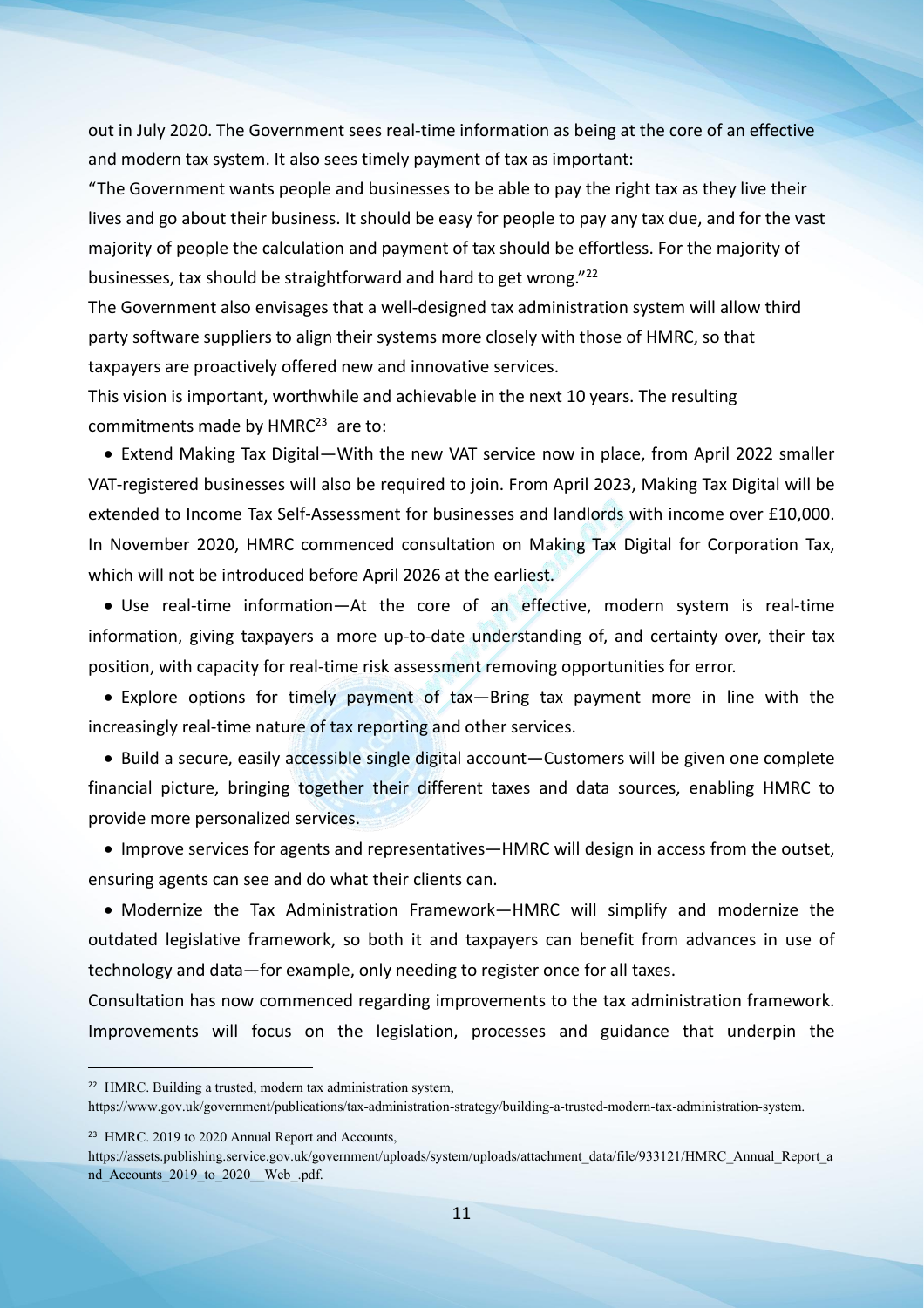out in July 2020. The Government sees real-time information as being at the core of an effective and modern tax system. It also sees timely payment of tax as important:

"The Government wants people and businesses to be able to pay the right tax as they live their lives and go about their business. It should be easy for people to pay any tax due, and for the vast majority of people the calculation and payment of tax should be effortless. For the majority of businesses, tax should be straightforward and hard to get wrong."[22]

The Government also envisages that a well-designed tax administration system will allow third party software suppliers to align their systems more closely with those of HMRC, so that taxpayers are proactively offered new and innovative services.

This vision is important, worthwhile and achievable in the next 10 years. The resulting commitments made by HMRC[23] are to:

- Extend Making Tax Digital—With the new VAT service now in place, from April 2022 smaller VAT-registered businesses will also be required to join. From April 2023, Making Tax Digital will be extended to Income Tax Self-Assessment for businesses and landlords with income over £10,000. In November 2020, HMRC commenced consultation on Making Tax Digital for Corporation Tax, which will not be introduced before April 2026 at the earliest.
- Use real-time information—At the core of an effective, modern system is real-time information, giving taxpayers a more up-to-date understanding of, and certainty over, their tax position, with capacity for real-time risk assessment removing opportunities for error.
- Explore options for timely payment of tax—Bring tax payment more in line with the increasingly real-time nature of tax reporting and other services.
- Build a secure, easily accessible single digital account—Customers will be given one complete financial picture, bringing together their different taxes and data sources, enabling HMRC to provide more personalized services.
- Improve services for agents and representatives—HMRC will design in access from the outset, ensuring agents can see and do what their clients can.
- Modernize the Tax Administration Framework—HMRC will simplify and modernize the outdated legislative framework, so both it and taxpayers can benefit from advances in use of technology and data—for example, only needing to register once for all taxes.

Consultation has now commenced regarding improvements to the tax administration framework. Improvements will focus on the legislation, processes and guidance that underpin the

---

[22] HMRC. Building a trusted, modern tax administration system, https://www.gov.uk/government/publications/tax-administration-strategy/building-a-trusted-modern-tax-administration-system.

[23] HMRC. 2019 to 2020 Annual Report and Accounts, https://assets.publishing.service.gov.uk/government/uploads/system/uploads/attachment_data/file/933121/HMRC_Annual_Report_and_Accounts_2019_to_2020__Web_.pdf.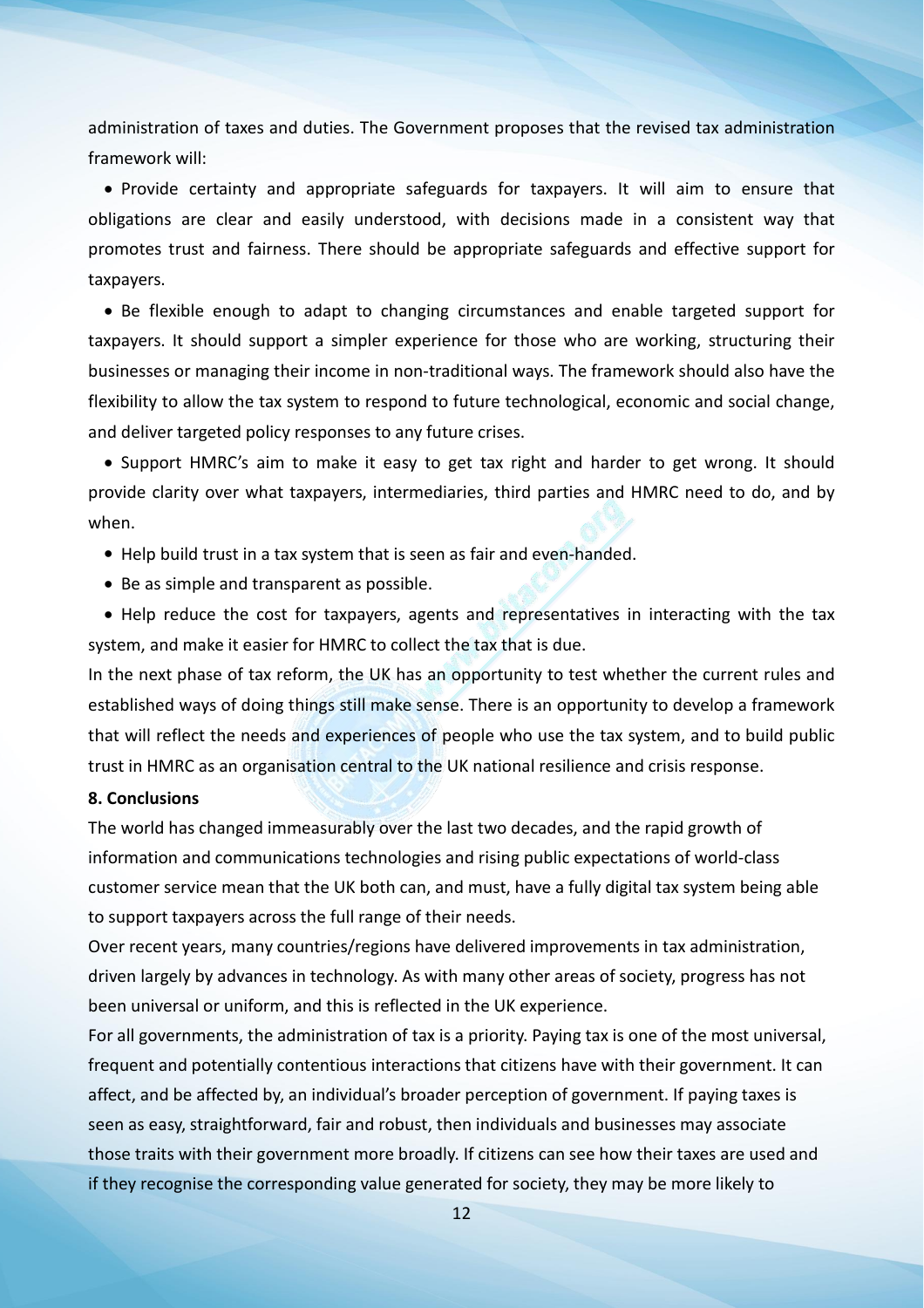administration of taxes and duties. The Government proposes that the revised tax administration framework will:

- Provide certainty and appropriate safeguards for taxpayers. It will aim to ensure that obligations are clear and easily understood, with decisions made in a consistent way that promotes trust and fairness. There should be appropriate safeguards and effective support for taxpayers.
- Be flexible enough to adapt to changing circumstances and enable targeted support for taxpayers. It should support a simpler experience for those who are working, structuring their businesses or managing their income in non-traditional ways. The framework should also have the flexibility to allow the tax system to respond to future technological, economic and social change, and deliver targeted policy responses to any future crises.
- Support HMRC's aim to make it easy to get tax right and harder to get wrong. It should provide clarity over what taxpayers, intermediaries, third parties and HMRC need to do, and by when.
- Help build trust in a tax system that is seen as fair and even-handed.
- Be as simple and transparent as possible.
- Help reduce the cost for taxpayers, agents and representatives in interacting with the tax system, and make it easier for HMRC to collect the tax that is due.

In the next phase of tax reform, the UK has an opportunity to test whether the current rules and established ways of doing things still make sense. There is an opportunity to develop a framework that will reflect the needs and experiences of people who use the tax system, and to build public trust in HMRC as an organisation central to the UK national resilience and crisis response.

**8. Conclusions**

The world has changed immeasurably over the last two decades, and the rapid growth of information and communications technologies and rising public expectations of world-class customer service mean that the UK both can, and must, have a fully digital tax system being able to support taxpayers across the full range of their needs.

Over recent years, many countries/regions have delivered improvements in tax administration, driven largely by advances in technology. As with many other areas of society, progress has not been universal or uniform, and this is reflected in the UK experience.

For all governments, the administration of tax is a priority. Paying tax is one of the most universal, frequent and potentially contentious interactions that citizens have with their government. It can affect, and be affected by, an individual's broader perception of government. If paying taxes is seen as easy, straightforward, fair and robust, then individuals and businesses may associate those traits with their government more broadly. If citizens can see how their taxes are used and if they recognise the corresponding value generated for society, they may be more likely to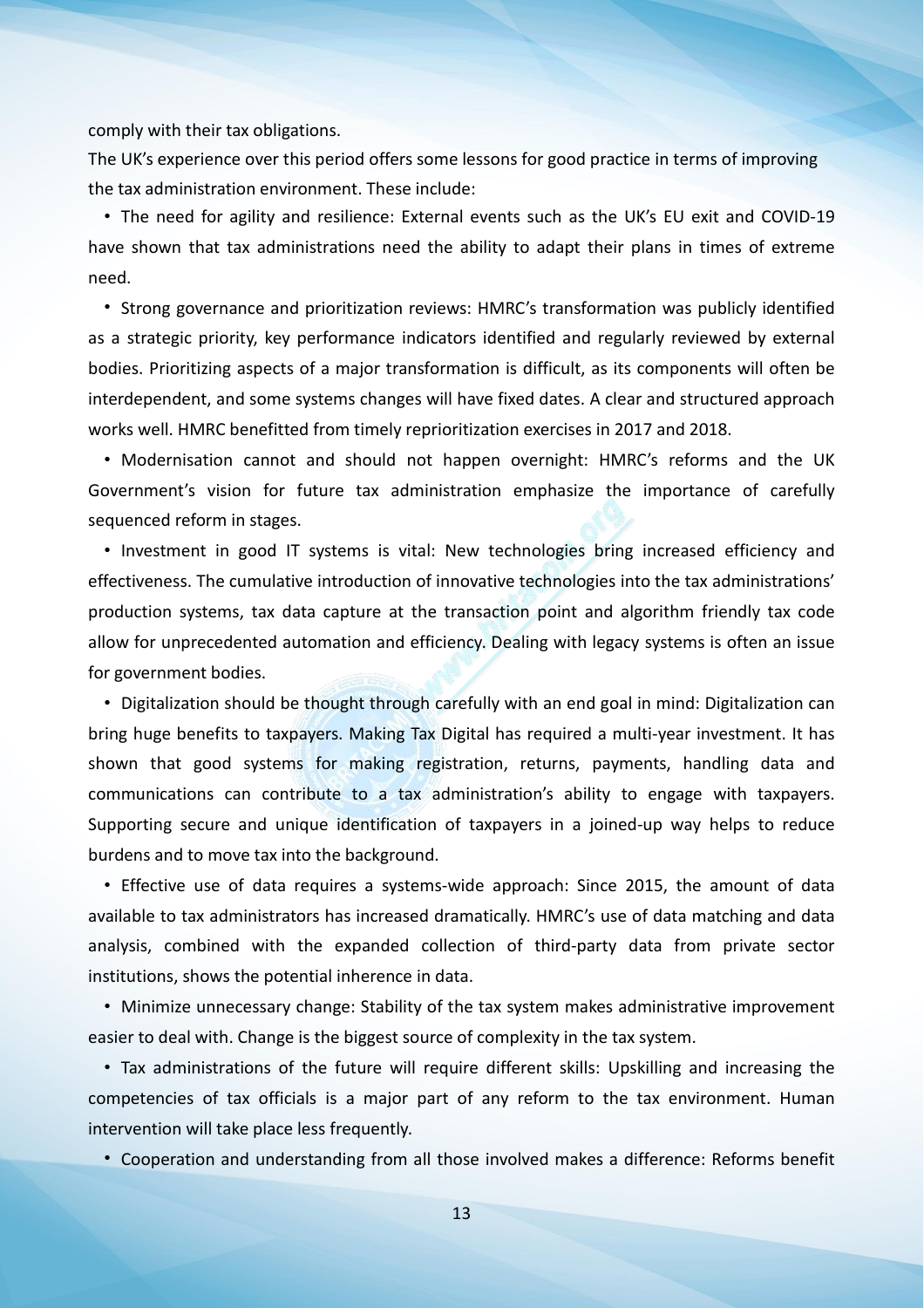comply with their tax obligations.

The UK's experience over this period offers some lessons for good practice in terms of improving the tax administration environment. These include:

- The need for agility and resilience: External events such as the UK's EU exit and COVID-19 have shown that tax administrations need the ability to adapt their plans in times of extreme need.
- Strong governance and prioritization reviews: HMRC's transformation was publicly identified as a strategic priority, key performance indicators identified and regularly reviewed by external bodies. Prioritizing aspects of a major transformation is difficult, as its components will often be interdependent, and some systems changes will have fixed dates. A clear and structured approach works well. HMRC benefitted from timely reprioritization exercises in 2017 and 2018.
- Modernisation cannot and should not happen overnight: HMRC's reforms and the UK Government's vision for future tax administration emphasize the importance of carefully sequenced reform in stages.
- Investment in good IT systems is vital: New technologies bring increased efficiency and effectiveness. The cumulative introduction of innovative technologies into the tax administrations' production systems, tax data capture at the transaction point and algorithm friendly tax code allow for unprecedented automation and efficiency. Dealing with legacy systems is often an issue for government bodies.
- Digitalization should be thought through carefully with an end goal in mind: Digitalization can bring huge benefits to taxpayers. Making Tax Digital has required a multi-year investment. It has shown that good systems for making registration, returns, payments, handling data and communications can contribute to a tax administration's ability to engage with taxpayers. Supporting secure and unique identification of taxpayers in a joined-up way helps to reduce burdens and to move tax into the background.
- Effective use of data requires a systems-wide approach: Since 2015, the amount of data available to tax administrators has increased dramatically. HMRC's use of data matching and data analysis, combined with the expanded collection of third-party data from private sector institutions, shows the potential inherence in data.
- Minimize unnecessary change: Stability of the tax system makes administrative improvement easier to deal with. Change is the biggest source of complexity in the tax system.
- Tax administrations of the future will require different skills: Upskilling and increasing the competencies of tax officials is a major part of any reform to the tax environment. Human intervention will take place less frequently.
- Cooperation and understanding from all those involved makes a difference: Reforms benefit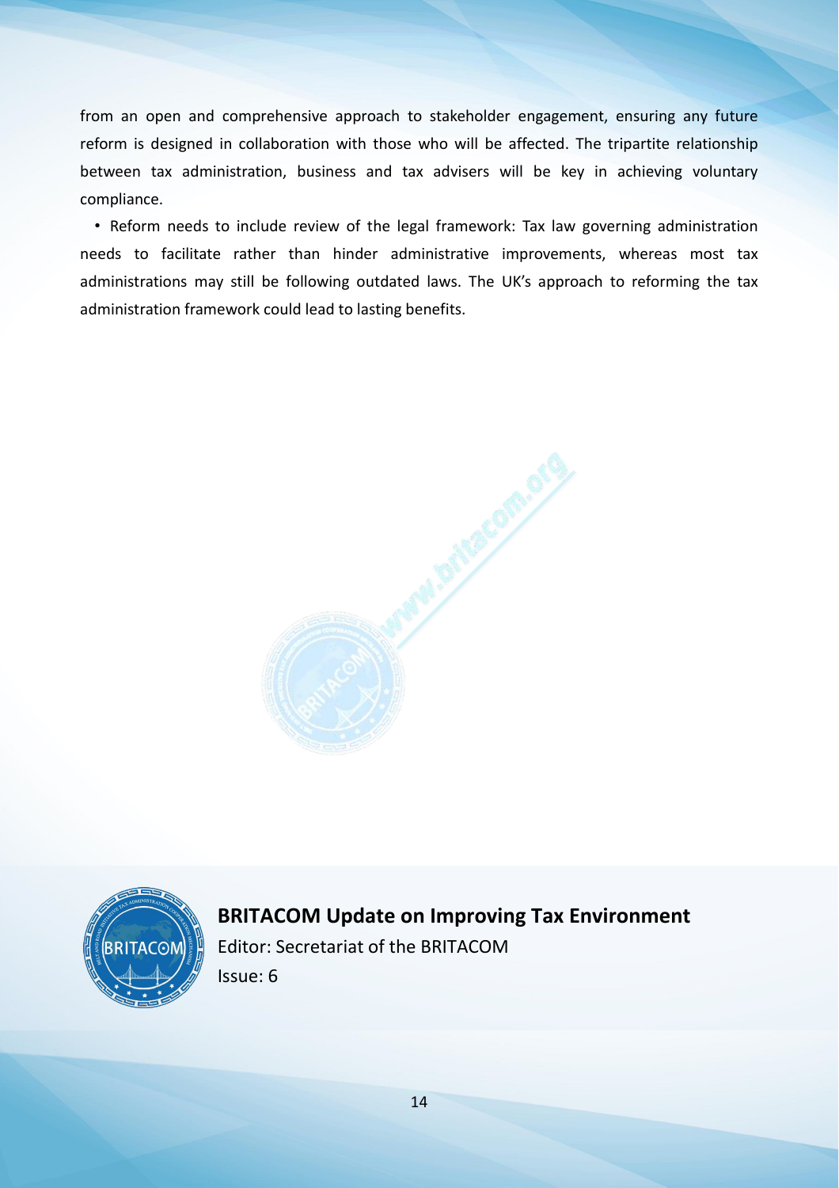from an open and comprehensive approach to stakeholder engagement, ensuring any future reform is designed in collaboration with those who will be affected. The tripartite relationship between tax administration, business and tax advisers will be key in achieving voluntary compliance.

- Reform needs to include review of the legal framework: Tax law governing administration needs to facilitate rather than hinder administrative improvements, whereas most tax administrations may still be following outdated laws. The UK's approach to reforming the tax administration framework could lead to lasting benefits.

**BRITACOM Update on Improving Tax Environment**

Editor: Secretariat of the BRITACOM

Issue: 6